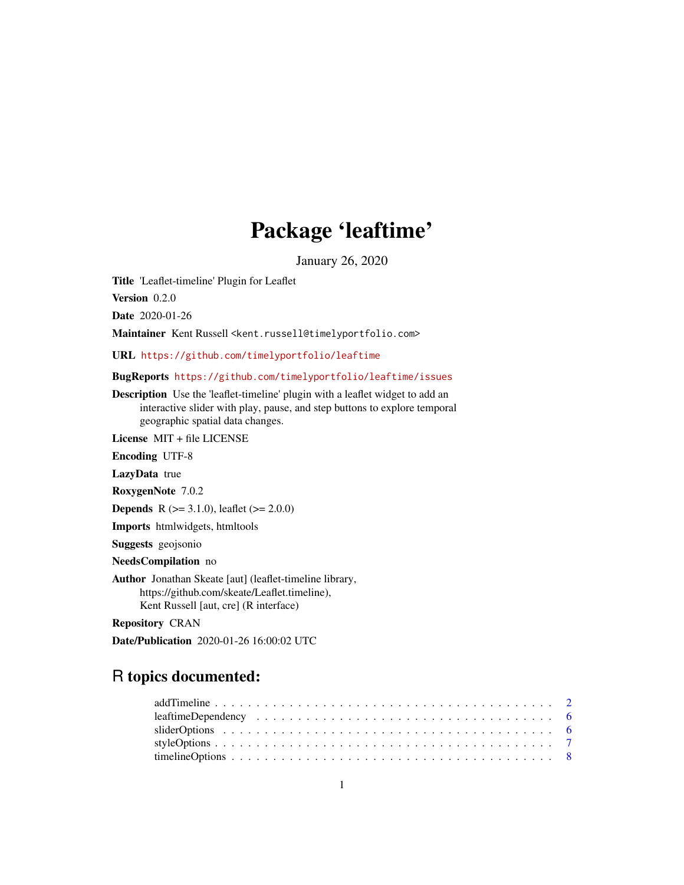# Package 'leaftime'

January 26, 2020

**Title** 'Leaflet-timeline' Plugin for Leaflet

**Version** 0.2.0

**Date** 2020-01-26

**Maintainer** Kent Russell <kent.russell@timelyportfolio.com>

**URL** https://github.com/timelyportfolio/leaftime

**BugReports** https://github.com/timelyportfolio/leaftime/issues

**Description** Use the 'leaflet-timeline' plugin with a leaflet widget to add an interactive slider with play, pause, and step buttons to explore temporal geographic spatial data changes.

**License** MIT + file LICENSE

**Encoding** UTF-8

**LazyData** true

**RoxygenNote** 7.0.2

**Depends** R (>= 3.1.0), leaflet (>= 2.0.0)

**Imports** htmlwidgets, htmltools

**Suggests** geojsonio

**NeedsCompilation** no

**Author** Jonathan Skeate [aut] (leaflet-timeline library, https://github.com/skeate/Leaflet.timeline), Kent Russell [aut, cre] (R interface)

**Repository** CRAN

**Date/Publication** 2020-01-26 16:00:02 UTC

## R topics documented:

addTimeline . . . . . . . . . . . . . . . . . . . . . . . . . . . . . . . . . . . . . . . . 2
leaftimeDependency . . . . . . . . . . . . . . . . . . . . . . . . . . . . . . . . . . . 6
sliderOptions . . . . . . . . . . . . . . . . . . . . . . . . . . . . . . . . . . . . . . . 6
styleOptions . . . . . . . . . . . . . . . . . . . . . . . . . . . . . . . . . . . . . . . . 7
timelineOptions . . . . . . . . . . . . . . . . . . . . . . . . . . . . . . . . . . . . . . 8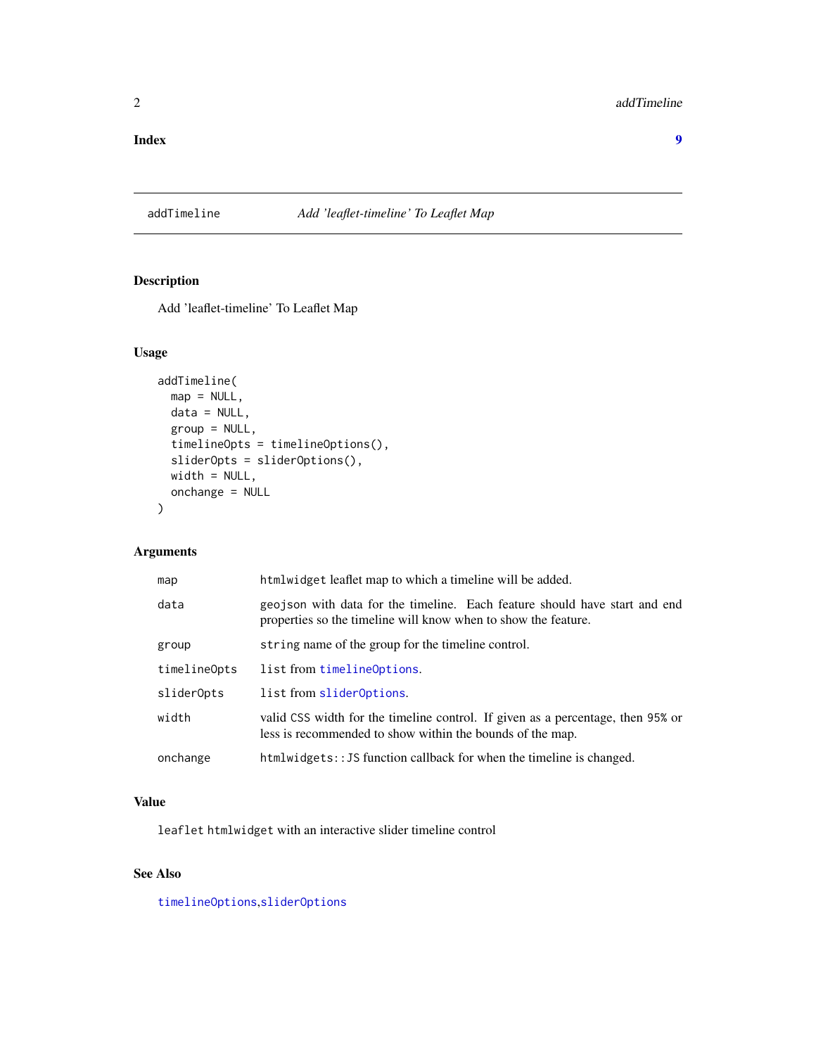**Index** **9**

---

`addTimeline` *Add 'leaflet-timeline' To Leaflet Map*

---

## Description

Add 'leaflet-timeline' To Leaflet Map

## Usage

```
addTimeline(
  map = NULL,
  data = NULL,
  group = NULL,
  timelineOpts = timelineOptions(),
  sliderOpts = sliderOptions(),
  width = NULL,
  onchange = NULL
)
```

## Arguments

| | |
|---|---|
| `map` | `htmlwidget` leaflet map to which a timeline will be added. |
| `data` | `geojson` with data for the timeline. Each feature should have start and end properties so the timeline will know when to show the feature. |
| `group` | `string` name of the group for the timeline control. |
| `timelineOpts` | `list` from `timelineOptions`. |
| `sliderOpts` | `list` from `sliderOptions`. |
| `width` | valid CSS width for the timeline control. If given as a percentage, then 95% or less is recommended to show within the bounds of the map. |
| `onchange` | `htmlwidgets::JS` function callback for when the timeline is changed. |

## Value

`leaflet` `htmlwidget` with an interactive slider timeline control

## See Also

`timelineOptions`,`sliderOptions`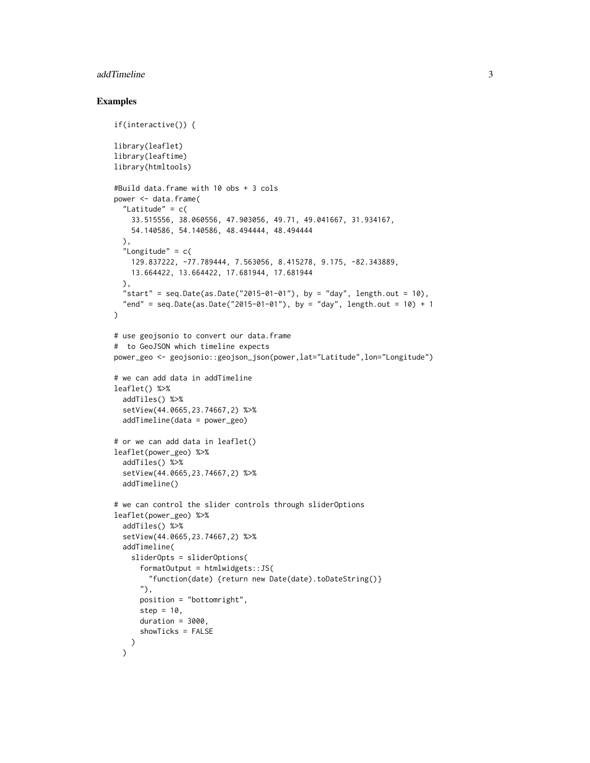### Examples

```
if(interactive()) {

library(leaflet)
library(leaftime)
library(htmltools)

#Build data.frame with 10 obs + 3 cols
power <- data.frame(
  "Latitude" = c(
    33.515556, 38.060556, 47.903056, 49.71, 49.041667, 31.934167,
    54.140586, 54.140586, 48.494444, 48.494444
  ),
  "Longitude" = c(
    129.837222, -77.789444, 7.563056, 8.415278, 9.175, -82.343889,
    13.664422, 13.664422, 17.681944, 17.681944
  ),
  "start" = seq.Date(as.Date("2015-01-01"), by = "day", length.out = 10),
  "end" = seq.Date(as.Date("2015-01-01"), by = "day", length.out = 10) + 1
)

# use geojsonio to convert our data.frame
#  to GeoJSON which timeline expects
power_geo <- geojsonio::geojson_json(power,lat="Latitude",lon="Longitude")

# we can add data in addTimeline
leaflet() %>%
  addTiles() %>%
  setView(44.0665,23.74667,2) %>%
  addTimeline(data = power_geo)

# or we can add data in leaflet()
leaflet(power_geo) %>%
  addTiles() %>%
  setView(44.0665,23.74667,2) %>%
  addTimeline()

# we can control the slider controls through sliderOptions
leaflet(power_geo) %>%
  addTiles() %>%
  setView(44.0665,23.74667,2) %>%
  addTimeline(
    sliderOpts = sliderOptions(
      formatOutput = htmlwidgets::JS(
        "function(date) {return new Date(date).toDateString()}
      "),
      position = "bottomright",
      step = 10,
      duration = 3000,
      showTicks = FALSE
    )
  )
```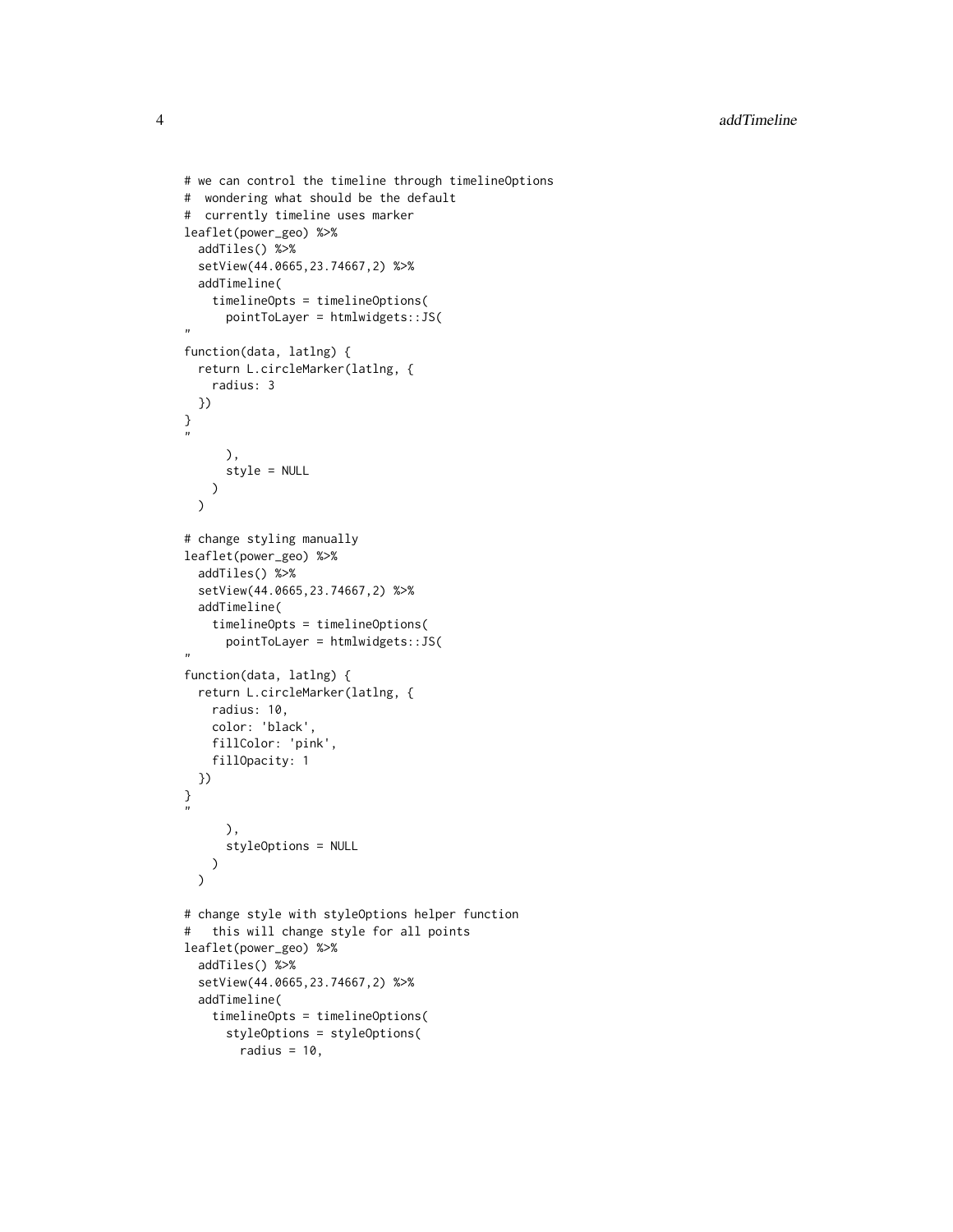```
# we can control the timeline through timelineOptions
#  wondering what should be the default
#  currently timeline uses marker
leaflet(power_geo) %>%
  addTiles() %>%
  setView(44.0665,23.74667,2) %>%
  addTimeline(
    timelineOpts = timelineOptions(
      pointToLayer = htmlwidgets::JS(
"
function(data, latlng) {
  return L.circleMarker(latlng, {
    radius: 3
  })
}
"
      ),
      style = NULL
    )
  )

# change styling manually
leaflet(power_geo) %>%
  addTiles() %>%
  setView(44.0665,23.74667,2) %>%
  addTimeline(
    timelineOpts = timelineOptions(
      pointToLayer = htmlwidgets::JS(
"
function(data, latlng) {
  return L.circleMarker(latlng, {
    radius: 10,
    color: 'black',
    fillColor: 'pink',
    fillOpacity: 1
  })
}
"
      ),
      styleOptions = NULL
    )
  )

# change style with styleOptions helper function
#   this will change style for all points
leaflet(power_geo) %>%
  addTiles() %>%
  setView(44.0665,23.74667,2) %>%
  addTimeline(
    timelineOpts = timelineOptions(
      styleOptions = styleOptions(
        radius = 10,
```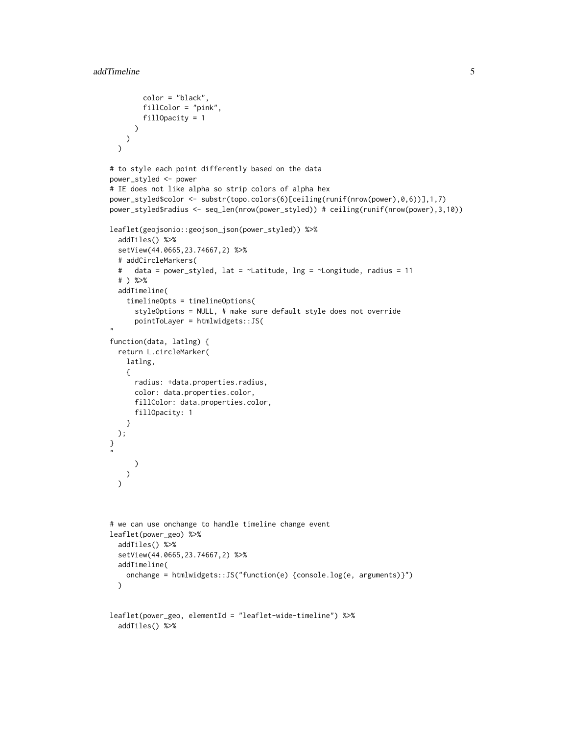```
        color = "black",
        fillColor = "pink",
        fillOpacity = 1
      )
    )
  )

# to style each point differently based on the data
power_styled <- power
# IE does not like alpha so strip colors of alpha hex
power_styled$color <- substr(topo.colors(6)[ceiling(runif(nrow(power),0,6))],1,7)
power_styled$radius <- seq_len(nrow(power_styled)) # ceiling(runif(nrow(power),3,10))

leaflet(geojsonio::geojson_json(power_styled)) %>%
  addTiles() %>%
  setView(44.0665,23.74667,2) %>%
  # addCircleMarkers(
  #   data = power_styled, lat = ~Latitude, lng = ~Longitude, radius = 11
  # ) %>%
  addTimeline(
    timelineOpts = timelineOptions(
      styleOptions = NULL, # make sure default style does not override
      pointToLayer = htmlwidgets::JS(
"
function(data, latlng) {
  return L.circleMarker(
    latlng,
    {
      radius: +data.properties.radius,
      color: data.properties.color,
      fillColor: data.properties.color,
      fillOpacity: 1
    }
  );
}
"
      )
    )
  )



# we can use onchange to handle timeline change event
leaflet(power_geo) %>%
  addTiles() %>%
  setView(44.0665,23.74667,2) %>%
  addTimeline(
    onchange = htmlwidgets::JS("function(e) {console.log(e, arguments)}")
  )


leaflet(power_geo, elementId = "leaflet-wide-timeline") %>%
  addTiles() %>%
```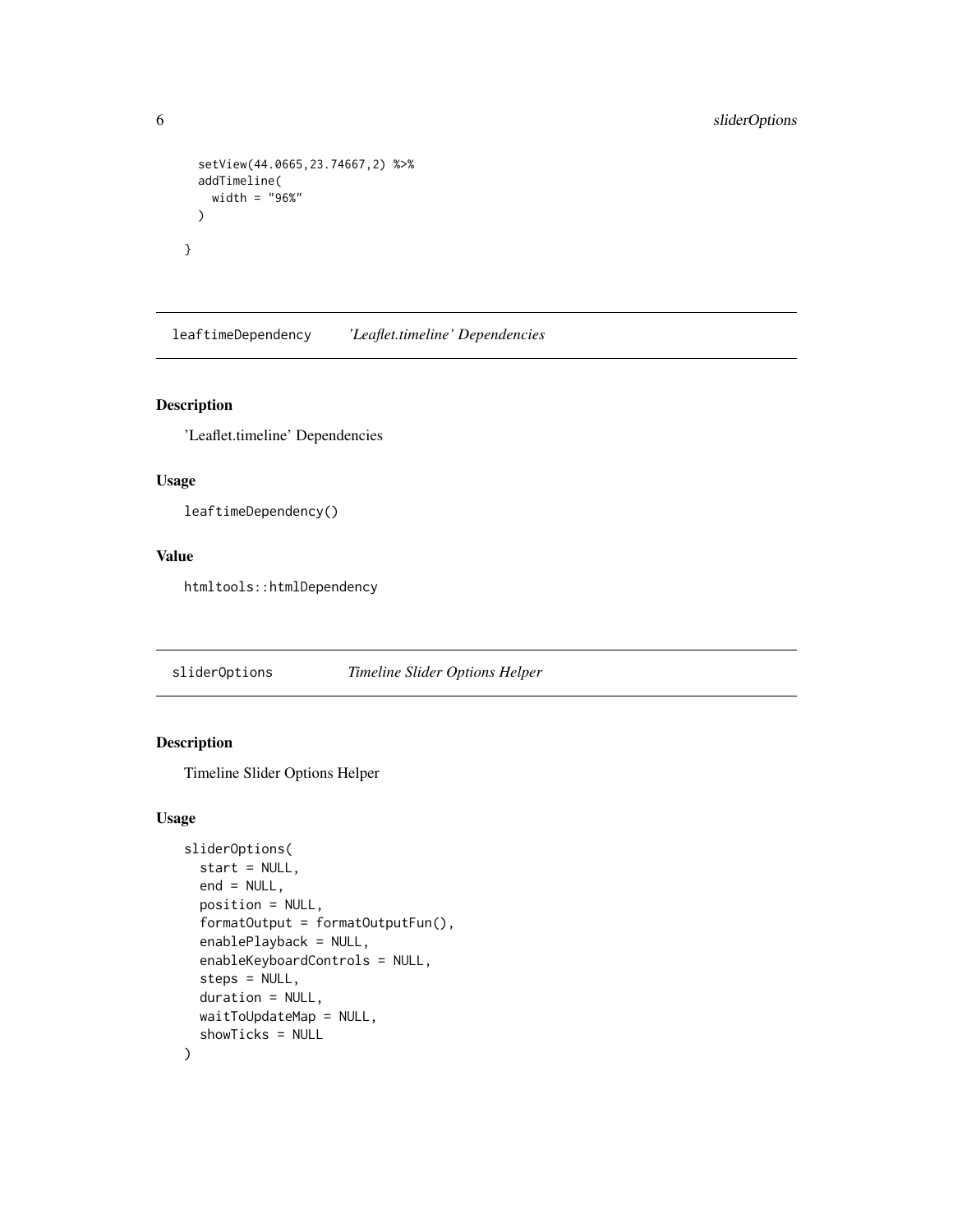```
  setView(44.0665,23.74667,2) %>%
  addTimeline(
    width = "96%"
  )

}
```

## leaftimeDependency *'Leaflet.timeline' Dependencies*

### Description

'Leaflet.timeline' Dependencies

### Usage

```
leaftimeDependency()
```

### Value

```
htmltools::htmlDependency
```

## sliderOptions *Timeline Slider Options Helper*

### Description

Timeline Slider Options Helper

### Usage

```
sliderOptions(
  start = NULL,
  end = NULL,
  position = NULL,
  formatOutput = formatOutputFun(),
  enablePlayback = NULL,
  enableKeyboardControls = NULL,
  steps = NULL,
  duration = NULL,
  waitToUpdateMap = NULL,
  showTicks = NULL
)
```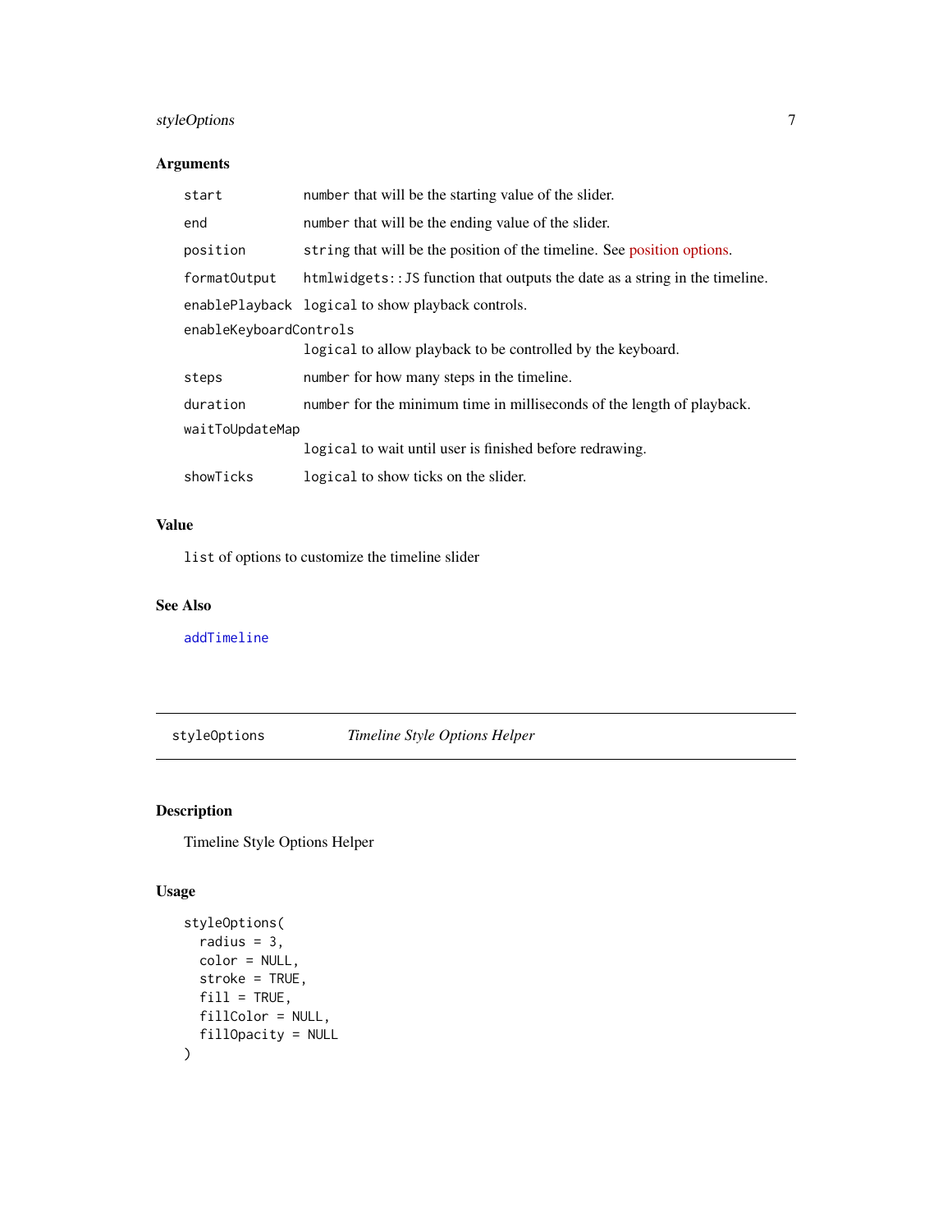## Arguments

| | |
|---|---|
| `start` | `number` that will be the starting value of the slider. |
| `end` | `number` that will be the ending value of the slider. |
| `position` | `string` that will be the position of the timeline. See position options. |
| `formatOutput` | `htmlwidgets::JS` function that outputs the date as a string in the timeline. |
| `enablePlayback` | `logical` to show playback controls. |
| `enableKeyboardControls` | `logical` to allow playback to be controlled by the keyboard. |
| `steps` | `number` for how many steps in the timeline. |
| `duration` | `number` for the minimum time in milliseconds of the length of playback. |
| `waitToUpdateMap` | `logical` to wait until user is finished before redrawing. |
| `showTicks` | `logical` to show ticks on the slider. |

## Value

`list` of options to customize the timeline slider

## See Also

`addTimeline`

---

# styleOptions — *Timeline Style Options Helper*

## Description

Timeline Style Options Helper

## Usage

```
styleOptions(
  radius = 3,
  color = NULL,
  stroke = TRUE,
  fill = TRUE,
  fillColor = NULL,
  fillOpacity = NULL
)
```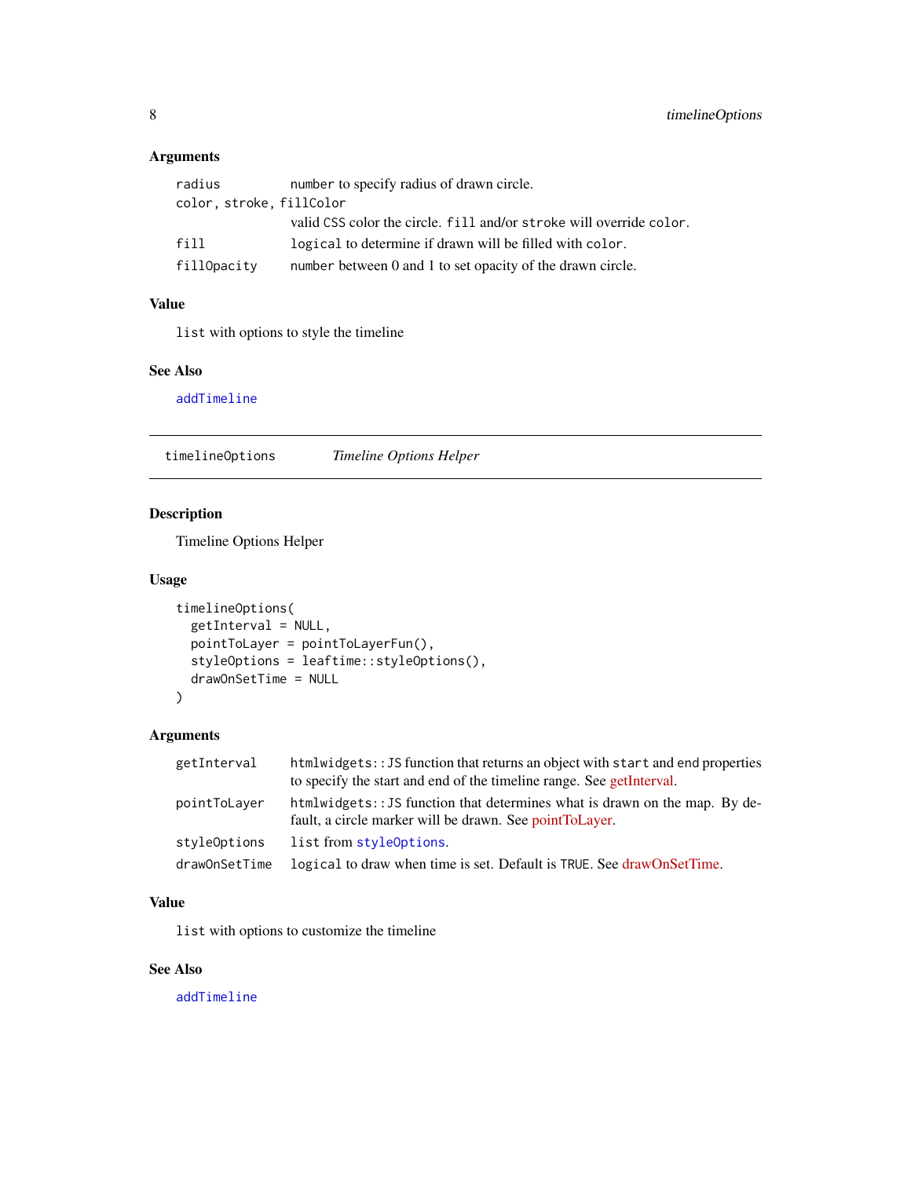### Arguments

| | |
|---|---|
| `radius` | `number` to specify radius of drawn circle. |
| `color, stroke, fillColor` | valid CSS color the circle. `fill` and/or `stroke` will override `color`. |
| `fill` | `logical` to determine if drawn will be filled with `color`. |
| `fillOpacity` | `number` between 0 and 1 to set opacity of the drawn circle. |

### Value

`list` with options to style the timeline

### See Also

`addTimeline`

---

## `timelineOptions` *Timeline Options Helper*

### Description

Timeline Options Helper

### Usage

```
timelineOptions(
  getInterval = NULL,
  pointToLayer = pointToLayerFun(),
  styleOptions = leaftime::styleOptions(),
  drawOnSetTime = NULL
)
```

### Arguments

| | |
|---|---|
| `getInterval` | `htmlwidgets::JS` function that returns an object with `start` and `end` properties to specify the start and end of the timeline range. See getInterval. |
| `pointToLayer` | `htmlwidgets::JS` function that determines what is drawn on the map. By default, a circle marker will be drawn. See pointToLayer. |
| `styleOptions` | `list` from `styleOptions`. |
| `drawOnSetTime` | `logical` to draw when time is set. Default is `TRUE`. See drawOnSetTime. |

### Value

`list` with options to customize the timeline

### See Also

`addTimeline`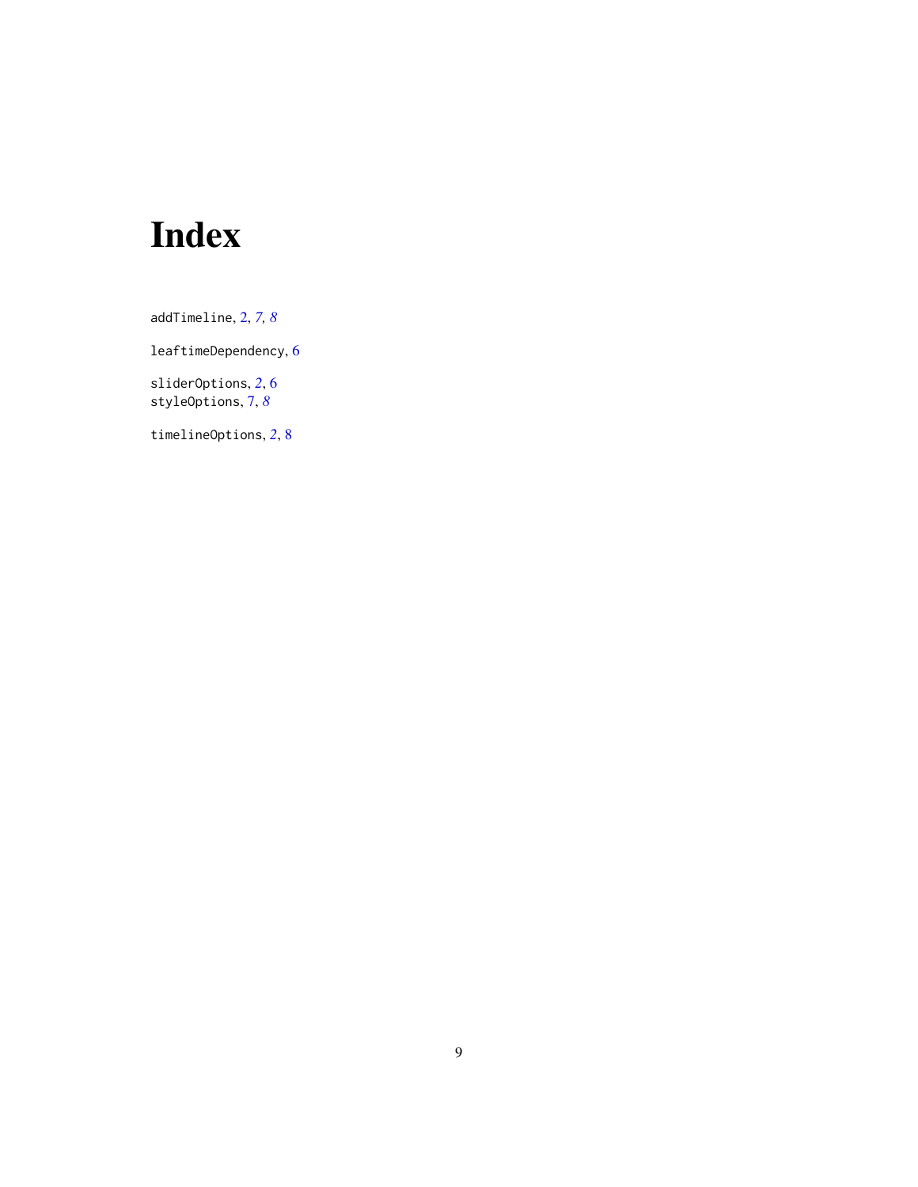# Index

addTimeline, 2, *7, 8*

leaftimeDependency, 6

sliderOptions, *2*, 6
styleOptions, 7, *8*

timelineOptions, *2*, 8